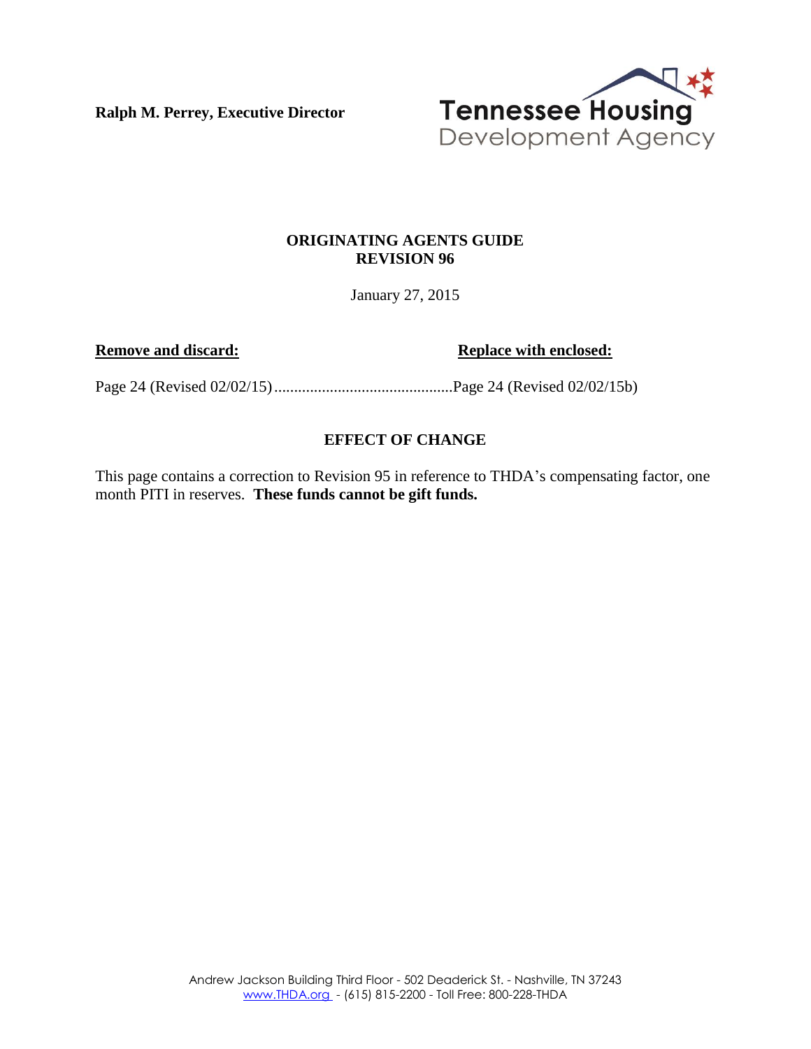**Ralph M. Perrey, Executive Director**

Tennessee Housing Development Agency

## ORIGINATING AGENTS GUIDE
## REVISION 96

January 27, 2015

| **Remove and discard:** | **Replace with enclosed:** |
| --- | --- |
| Page 24 (Revised 02/02/15) | Page 24 (Revised 02/02/15b) |

## EFFECT OF CHANGE

This page contains a correction to Revision 95 in reference to THDA's compensating factor, one month PITI in reserves. **These funds cannot be gift funds.**

Andrew Jackson Building Third Floor - 502 Deaderick St. - Nashville, TN 37243
www.THDA.org - (615) 815-2200 - Toll Free: 800-228-THDA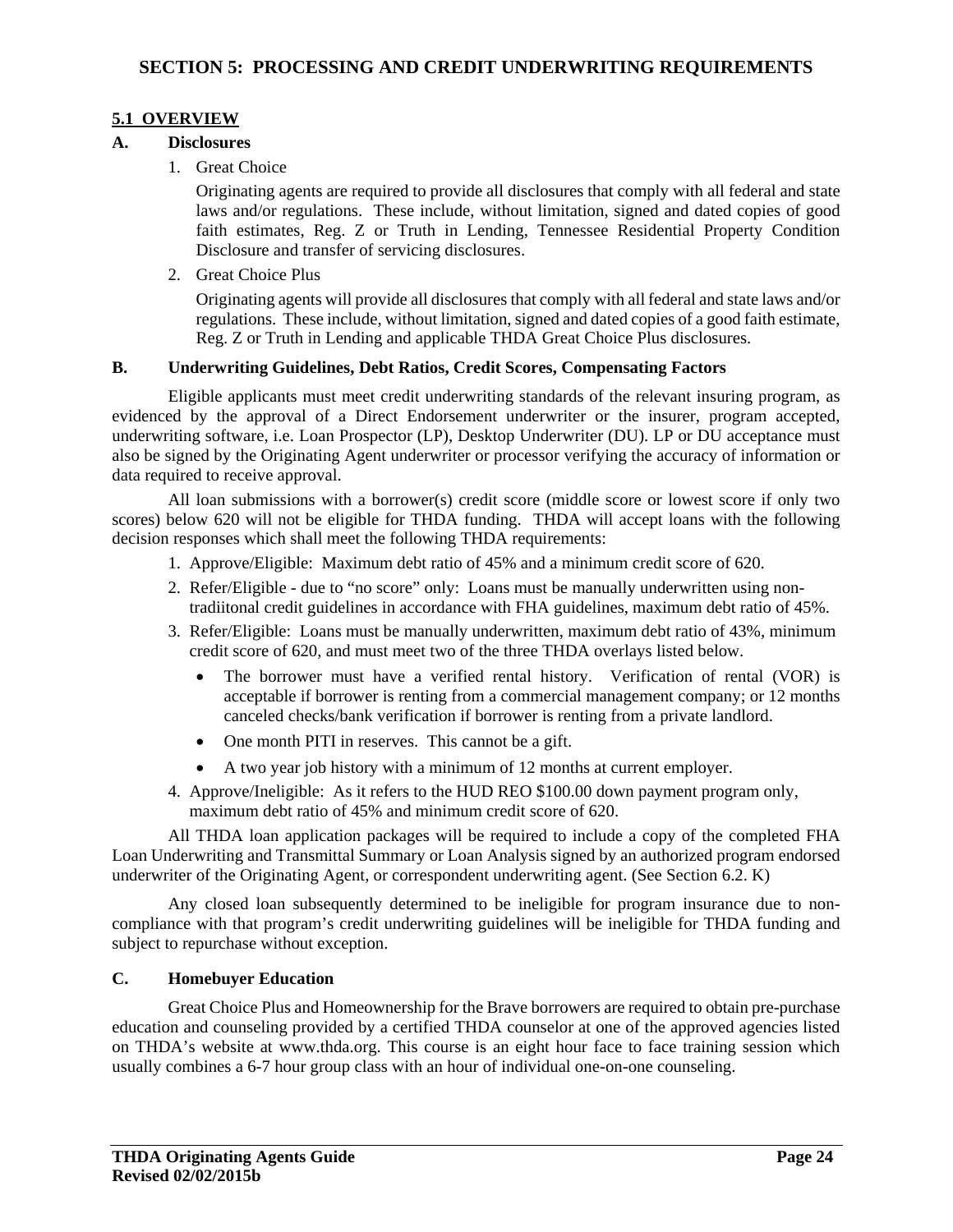# SECTION 5: PROCESSING AND CREDIT UNDERWRITING REQUIREMENTS

## 5.1 OVERVIEW

### A. Disclosures

1. Great Choice

   Originating agents are required to provide all disclosures that comply with all federal and state laws and/or regulations. These include, without limitation, signed and dated copies of good faith estimates, Reg. Z or Truth in Lending, Tennessee Residential Property Condition Disclosure and transfer of servicing disclosures.

2. Great Choice Plus

   Originating agents will provide all disclosures that comply with all federal and state laws and/or regulations. These include, without limitation, signed and dated copies of a good faith estimate, Reg. Z or Truth in Lending and applicable THDA Great Choice Plus disclosures.

### B. Underwriting Guidelines, Debt Ratios, Credit Scores, Compensating Factors

Eligible applicants must meet credit underwriting standards of the relevant insuring program, as evidenced by the approval of a Direct Endorsement underwriter or the insurer, program accepted, underwriting software, i.e. Loan Prospector (LP), Desktop Underwriter (DU). LP or DU acceptance must also be signed by the Originating Agent underwriter or processor verifying the accuracy of information or data required to receive approval.

All loan submissions with a borrower(s) credit score (middle score or lowest score if only two scores) below 620 will not be eligible for THDA funding. THDA will accept loans with the following decision responses which shall meet the following THDA requirements:

1. Approve/Eligible: Maximum debt ratio of 45% and a minimum credit score of 620.
2. Refer/Eligible - due to "no score" only: Loans must be manually underwritten using non-tradiitonal credit guidelines in accordance with FHA guidelines, maximum debt ratio of 45%.
3. Refer/Eligible: Loans must be manually underwritten, maximum debt ratio of 43%, minimum credit score of 620, and must meet two of the three THDA overlays listed below.
   - The borrower must have a verified rental history. Verification of rental (VOR) is acceptable if borrower is renting from a commercial management company; or 12 months canceled checks/bank verification if borrower is renting from a private landlord.
   - One month PITI in reserves. This cannot be a gift.
   - A two year job history with a minimum of 12 months at current employer.
4. Approve/Ineligible: As it refers to the HUD REO $100.00 down payment program only, maximum debt ratio of 45% and minimum credit score of 620.

All THDA loan application packages will be required to include a copy of the completed FHA Loan Underwriting and Transmittal Summary or Loan Analysis signed by an authorized program endorsed underwriter of the Originating Agent, or correspondent underwriting agent. (See Section 6.2. K)

Any closed loan subsequently determined to be ineligible for program insurance due to non-compliance with that program's credit underwriting guidelines will be ineligible for THDA funding and subject to repurchase without exception.

### C. Homebuyer Education

Great Choice Plus and Homeownership for the Brave borrowers are required to obtain pre-purchase education and counseling provided by a certified THDA counselor at one of the approved agencies listed on THDA's website at www.thda.org. This course is an eight hour face to face training session which usually combines a 6-7 hour group class with an hour of individual one-on-one counseling.